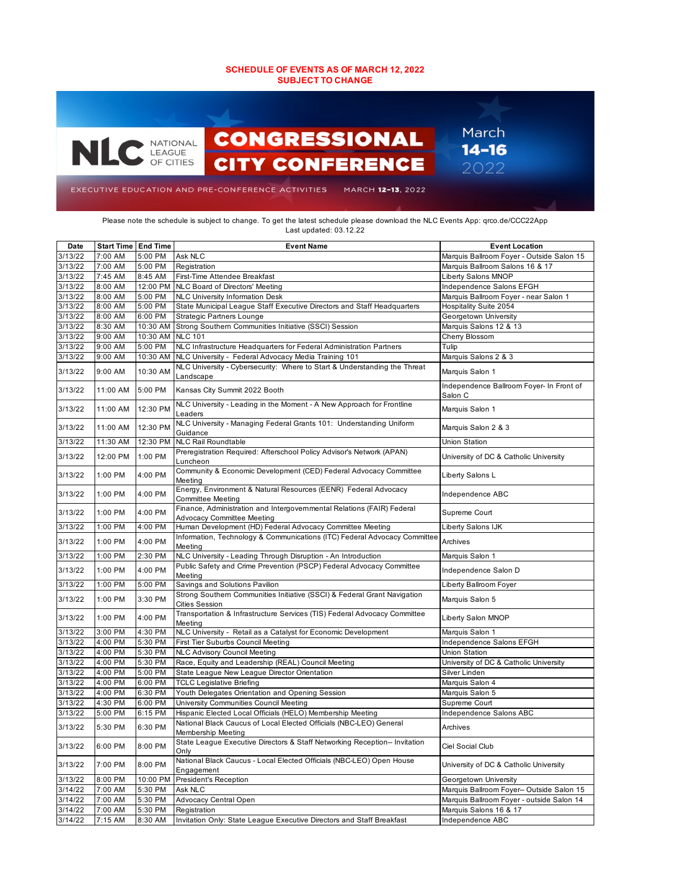**SCHEDULE OF EVENTS AS OF MARCH 12, 2022**
**SUBJECT TO CHANGE**

NLC NATIONAL LEAGUE OF CITIES

# CONGRESSIONAL CITY CONFERENCE

March 14–16 2022

EXECUTIVE EDUCATION AND PRE-CONFERENCE ACTIVITIES MARCH 12–13, 2022

Please note the schedule is subject to change. To get the latest schedule please download the NLC Events App: qrco.de/CCC22App
Last updated: 03.12.22

| Date | Start Time | End Time | Event Name | Event Location |
|---|---|---|---|---|
| 3/13/22 | 7:00 AM | 5:00 PM | Ask NLC | Marquis Ballroom Foyer - Outside Salon 15 |
| 3/13/22 | 7:00 AM | 5:00 PM | Registration | Marquis Ballroom Salons 16 & 17 |
| 3/13/22 | 7:45 AM | 8:45 AM | First-Time Attendee Breakfast | Liberty Salons MNOP |
| 3/13/22 | 8:00 AM | 12:00 PM | NLC Board of Directors' Meeting | Independence Salons EFGH |
| 3/13/22 | 8:00 AM | 5:00 PM | NLC University Information Desk | Marquis Ballroom Foyer - near Salon 1 |
| 3/13/22 | 8:00 AM | 5:00 PM | State Municipal League Staff Executive Directors and Staff Headquarters | Hospitality Suite 2054 |
| 3/13/22 | 8:00 AM | 6:00 PM | Strategic Partners Lounge | Georgetown University |
| 3/13/22 | 8:30 AM | 10:30 AM | Strong Southern Communities Initiative (SSCI) Session | Marquis Salons 12 & 13 |
| 3/13/22 | 9:00 AM | 10:30 AM | NLC 101 | Cherry Blossom |
| 3/13/22 | 9:00 AM | 5:00 PM | NLC Infrastructure Headquarters for Federal Administration Partners | Tulip |
| 3/13/22 | 9:00 AM | 10:30 AM | NLC University - Federal Advocacy Media Training 101 | Marquis Salons 2 & 3 |
| 3/13/22 | 9:00 AM | 10:30 AM | NLC University - Cybersecurity: Where to Start & Understanding the Threat Landscape | Marquis Salon 1 |
| 3/13/22 | 11:00 AM | 5:00 PM | Kansas City Summit 2022 Booth | Independence Ballroom Foyer- In Front of Salon C |
| 3/13/22 | 11:00 AM | 12:30 PM | NLC University - Leading in the Moment - A New Approach for Frontline Leaders | Marquis Salon 1 |
| 3/13/22 | 11:00 AM | 12:30 PM | NLC University - Managing Federal Grants 101: Understanding Uniform Guidance | Marquis Salon 2 & 3 |
| 3/13/22 | 11:30 AM | 12:30 PM | NLC Rail Roundtable | Union Station |
| 3/13/22 | 12:00 PM | 1:00 PM | Preregistration Required: Afterschool Policy Advisor's Network (APAN) Luncheon | University of DC & Catholic University |
| 3/13/22 | 1:00 PM | 4:00 PM | Community & Economic Development (CED) Federal Advocacy Committee Meeting | Liberty Salons L |
| 3/13/22 | 1:00 PM | 4:00 PM | Energy, Environment & Natural Resources (EENR) Federal Advocacy Committee Meeting | Independence ABC |
| 3/13/22 | 1:00 PM | 4:00 PM | Finance, Administration and Intergovernmental Relations (FAIR) Federal Advocacy Committee Meeting | Supreme Court |
| 3/13/22 | 1:00 PM | 4:00 PM | Human Development (HD) Federal Advocacy Committee Meeting | Liberty Salons IJK |
| 3/13/22 | 1:00 PM | 4:00 PM | Information, Technology & Communications (ITC) Federal Advocacy Committee Meeting | Archives |
| 3/13/22 | 1:00 PM | 2:30 PM | NLC University - Leading Through Disruption - An Introduction | Marquis Salon 1 |
| 3/13/22 | 1:00 PM | 4:00 PM | Public Safety and Crime Prevention (PSCP) Federal Advocacy Committee Meeting | Independence Salon D |
| 3/13/22 | 1:00 PM | 5:00 PM | Savings and Solutions Pavilion | Liberty Ballroom Foyer |
| 3/13/22 | 1:00 PM | 3:30 PM | Strong Southern Communities Initiative (SSCI) & Federal Grant Navigation Cities Session | Marquis Salon 5 |
| 3/13/22 | 1:00 PM | 4:00 PM | Transportation & Infrastructure Services (TIS) Federal Advocacy Committee Meeting | Liberty Salon MNOP |
| 3/13/22 | 3:00 PM | 4:30 PM | NLC University - Retail as a Catalyst for Economic Development | Marquis Salon 1 |
| 3/13/22 | 4:00 PM | 5:30 PM | First Tier Suburbs Council Meeting | Independence Salons EFGH |
| 3/13/22 | 4:00 PM | 5:30 PM | NLC Advisory Council Meeting | Union Station |
| 3/13/22 | 4:00 PM | 5:30 PM | Race, Equity and Leadership (REAL) Council Meeting | University of DC & Catholic University |
| 3/13/22 | 4:00 PM | 5:00 PM | State League New League Director Orientation | Silver Linden |
| 3/13/22 | 4:00 PM | 6:00 PM | TCLC Legislative Briefing | Marquis Salon 4 |
| 3/13/22 | 4:00 PM | 6:30 PM | Youth Delegates Orientation and Opening Session | Marquis Salon 5 |
| 3/13/22 | 4:30 PM | 6:00 PM | University Communities Council Meeting | Supreme Court |
| 3/13/22 | 5:00 PM | 6:15 PM | Hispanic Elected Local Officials (HELO) Membership Meeting | Independence Salons ABC |
| 3/13/22 | 5:30 PM | 6:30 PM | National Black Caucus of Local Elected Officials (NBC-LEO) General Membership Meeting | Archives |
| 3/13/22 | 6:00 PM | 8:00 PM | State League Executive Directors & Staff Networking Reception-- Invitation Only | Ciel Social Club |
| 3/13/22 | 7:00 PM | 8:00 PM | National Black Caucus - Local Elected Officials (NBC-LEO) Open House Engagement | University of DC & Catholic University |
| 3/13/22 | 8:00 PM | 10:00 PM | President's Reception | Georgetown University |
| 3/14/22 | 7:00 AM | 5:30 PM | Ask NLC | Marquis Ballroom Foyer-- Outside Salon 15 |
| 3/14/22 | 7:00 AM | 5:30 PM | Advocacy Central Open | Marquis Ballroom Foyer - outside Salon 14 |
| 3/14/22 | 7:00 AM | 5:30 PM | Registration | Marquis Salons 16 & 17 |
| 3/14/22 | 7:15 AM | 8:30 AM | Invitation Only: State League Executive Directors and Staff Breakfast | Independence ABC |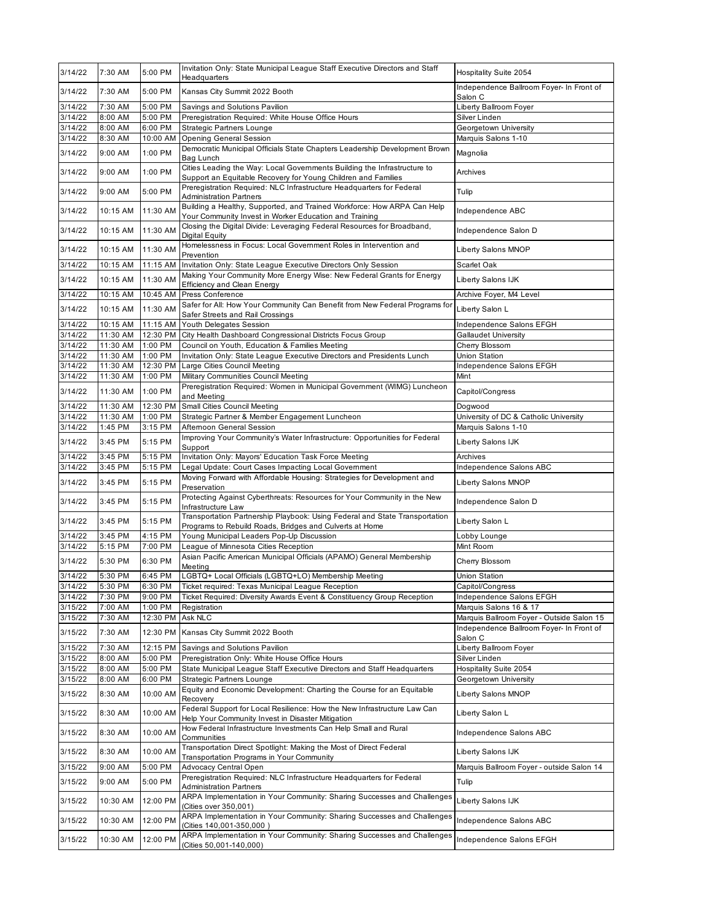| | | | | |
|---|---|---|---|---|
| 3/14/22 | 7:30 AM | 5:00 PM | Invitation Only: State Municipal League Staff Executive Directors and Staff Headquarters | Hospitality Suite 2054 |
| 3/14/22 | 7:30 AM | 5:00 PM | Kansas City Summit 2022 Booth | Independence Ballroom Foyer- In Front of Salon C |
| 3/14/22 | 7:30 AM | 5:00 PM | Savings and Solutions Pavilion | Liberty Ballroom Foyer |
| 3/14/22 | 8:00 AM | 5:00 PM | Preregistration Required: White House Office Hours | Silver Linden |
| 3/14/22 | 8:00 AM | 6:00 PM | Strategic Partners Lounge | Georgetown University |
| 3/14/22 | 8:30 AM | 10:00 AM | Opening General Session | Marquis Salons 1-10 |
| 3/14/22 | 9:00 AM | 1:00 PM | Democratic Municipal Officials State Chapters Leadership Development Brown Bag Lunch | Magnolia |
| 3/14/22 | 9:00 AM | 1:00 PM | Cities Leading the Way: Local Governments Building the Infrastructure to Support an Equitable Recovery for Young Children and Families | Archives |
| 3/14/22 | 9:00 AM | 5:00 PM | Preregistration Required: NLC Infrastructure Headquarters for Federal Administration Partners | Tulip |
| 3/14/22 | 10:15 AM | 11:30 AM | Building a Healthy, Supported, and Trained Workforce: How ARPA Can Help Your Community Invest in Worker Education and Training | Independence ABC |
| 3/14/22 | 10:15 AM | 11:30 AM | Closing the Digital Divide: Leveraging Federal Resources for Broadband, Digital Equity | Independence Salon D |
| 3/14/22 | 10:15 AM | 11:30 AM | Homelessness in Focus: Local Government Roles in Intervention and Prevention | Liberty Salons MNOP |
| 3/14/22 | 10:15 AM | 11:15 AM | Invitation Only: State League Executive Directors Only Session | Scarlet Oak |
| 3/14/22 | 10:15 AM | 11:30 AM | Making Your Community More Energy Wise: New Federal Grants for Energy Efficiency and Clean Energy | Liberty Salons IJK |
| 3/14/22 | 10:15 AM | 10:45 AM | Press Conference | Archive Foyer, M4 Level |
| 3/14/22 | 10:15 AM | 11:30 AM | Safer for All: How Your Community Can Benefit from New Federal Programs for Safer Streets and Rail Crossings | Liberty Salon L |
| 3/14/22 | 10:15 AM | 11:15 AM | Youth Delegates Session | Independence Salons EFGH |
| 3/14/22 | 11:30 AM | 12:30 PM | City Health Dashboard Congressional Districts Focus Group | Gallaudet University |
| 3/14/22 | 11:30 AM | 1:00 PM | Council on Youth, Education & Families Meeting | Cherry Blossom |
| 3/14/22 | 11:30 AM | 1:00 PM | Invitation Only: State League Executive Directors and Presidents Lunch | Union Station |
| 3/14/22 | 11:30 AM | 12:30 PM | Large Cities Council Meeting | Independence Salons EFGH |
| 3/14/22 | 11:30 AM | 1:00 PM | Military Communities Council Meeting | Mint |
| 3/14/22 | 11:30 AM | 1:00 PM | Preregistration Required: Women in Municipal Government (WIMG) Luncheon and Meeting | Capitol/Congress |
| 3/14/22 | 11:30 AM | 12:30 PM | Small Cities Council Meeting | Dogwood |
| 3/14/22 | 11:30 AM | 1:00 PM | Strategic Partner & Member Engagement Luncheon | University of DC & Catholic University |
| 3/14/22 | 1:45 PM | 3:15 PM | Afternoon General Session | Marquis Salons 1-10 |
| 3/14/22 | 3:45 PM | 5:15 PM | Improving Your Community's Water Infrastructure: Opportunities for Federal Support | Liberty Salons IJK |
| 3/14/22 | 3:45 PM | 5:15 PM | Invitation Only: Mayors' Education Task Force Meeting | Archives |
| 3/14/22 | 3:45 PM | 5:15 PM | Legal Update: Court Cases Impacting Local Government | Independence Salons ABC |
| 3/14/22 | 3:45 PM | 5:15 PM | Moving Forward with Affordable Housing: Strategies for Development and Preservation | Liberty Salons MNOP |
| 3/14/22 | 3:45 PM | 5:15 PM | Protecting Against Cyberthreats: Resources for Your Community in the New Infrastructure Law | Independence Salon D |
| 3/14/22 | 3:45 PM | 5:15 PM | Transportation Partnership Playbook: Using Federal and State Transportation Programs to Rebuild Roads, Bridges and Culverts at Home | Liberty Salon L |
| 3/14/22 | 3:45 PM | 4:15 PM | Young Municipal Leaders Pop-Up Discussion | Lobby Lounge |
| 3/14/22 | 5:15 PM | 7:00 PM | League of Minnesota Cities Reception | Mint Room |
| 3/14/22 | 5:30 PM | 6:30 PM | Asian Pacific American Municipal Officials (APAMO) General Membership Meeting | Cherry Blossom |
| 3/14/22 | 5:30 PM | 6:45 PM | LGBTQ+ Local Officials (LGBTQ+LO) Membership Meeting | Union Station |
| 3/14/22 | 5:30 PM | 6:30 PM | Ticket required: Texas Municipal League Reception | Capitol/Congress |
| 3/14/22 | 7:30 PM | 9:00 PM | Ticket Required: Diversity Awards Event & Constituency Group Reception | Independence Salons EFGH |
| 3/15/22 | 7:00 AM | 1:00 PM | Registration | Marquis Salons 16 & 17 |
| 3/15/22 | 7:30 AM | 12:30 PM | Ask NLC | Marquis Ballroom Foyer - Outside Salon 15 |
| 3/15/22 | 7:30 AM | 12:30 PM | Kansas City Summit 2022 Booth | Independence Ballroom Foyer- In Front of Salon C |
| 3/15/22 | 7:30 AM | 12:15 PM | Savings and Solutions Pavilion | Liberty Ballroom Foyer |
| 3/15/22 | 8:00 AM | 5:00 PM | Preregistration Only: White House Office Hours | Silver Linden |
| 3/15/22 | 8:00 AM | 5:00 PM | State Municipal League Staff Executive Directors and Staff Headquarters | Hospitality Suite 2054 |
| 3/15/22 | 8:00 AM | 6:00 PM | Strategic Partners Lounge | Georgetown University |
| 3/15/22 | 8:30 AM | 10:00 AM | Equity and Economic Development: Charting the Course for an Equitable Recovery | Liberty Salons MNOP |
| 3/15/22 | 8:30 AM | 10:00 AM | Federal Support for Local Resilience: How the New Infrastructure Law Can Help Your Community Invest in Disaster Mitigation | Liberty Salon L |
| 3/15/22 | 8:30 AM | 10:00 AM | How Federal Infrastructure Investments Can Help Small and Rural Communities | Independence Salons ABC |
| 3/15/22 | 8:30 AM | 10:00 AM | Transportation Direct Spotlight: Making the Most of Direct Federal Transportation Programs in Your Community | Liberty Salons IJK |
| 3/15/22 | 9:00 AM | 5:00 PM | Advocacy Central Open | Marquis Ballroom Foyer - outside Salon 14 |
| 3/15/22 | 9:00 AM | 5:00 PM | Preregistration Required: NLC Infrastructure Headquarters for Federal Administration Partners | Tulip |
| 3/15/22 | 10:30 AM | 12:00 PM | ARPA Implementation in Your Community: Sharing Successes and Challenges (Cities over 350,001) | Liberty Salons IJK |
| 3/15/22 | 10:30 AM | 12:00 PM | ARPA Implementation in Your Community: Sharing Successes and Challenges (Cities 140,001-350,000 ) | Independence Salons ABC |
| 3/15/22 | 10:30 AM | 12:00 PM | ARPA Implementation in Your Community: Sharing Successes and Challenges (Cities 50,001-140,000) | Independence Salons EFGH |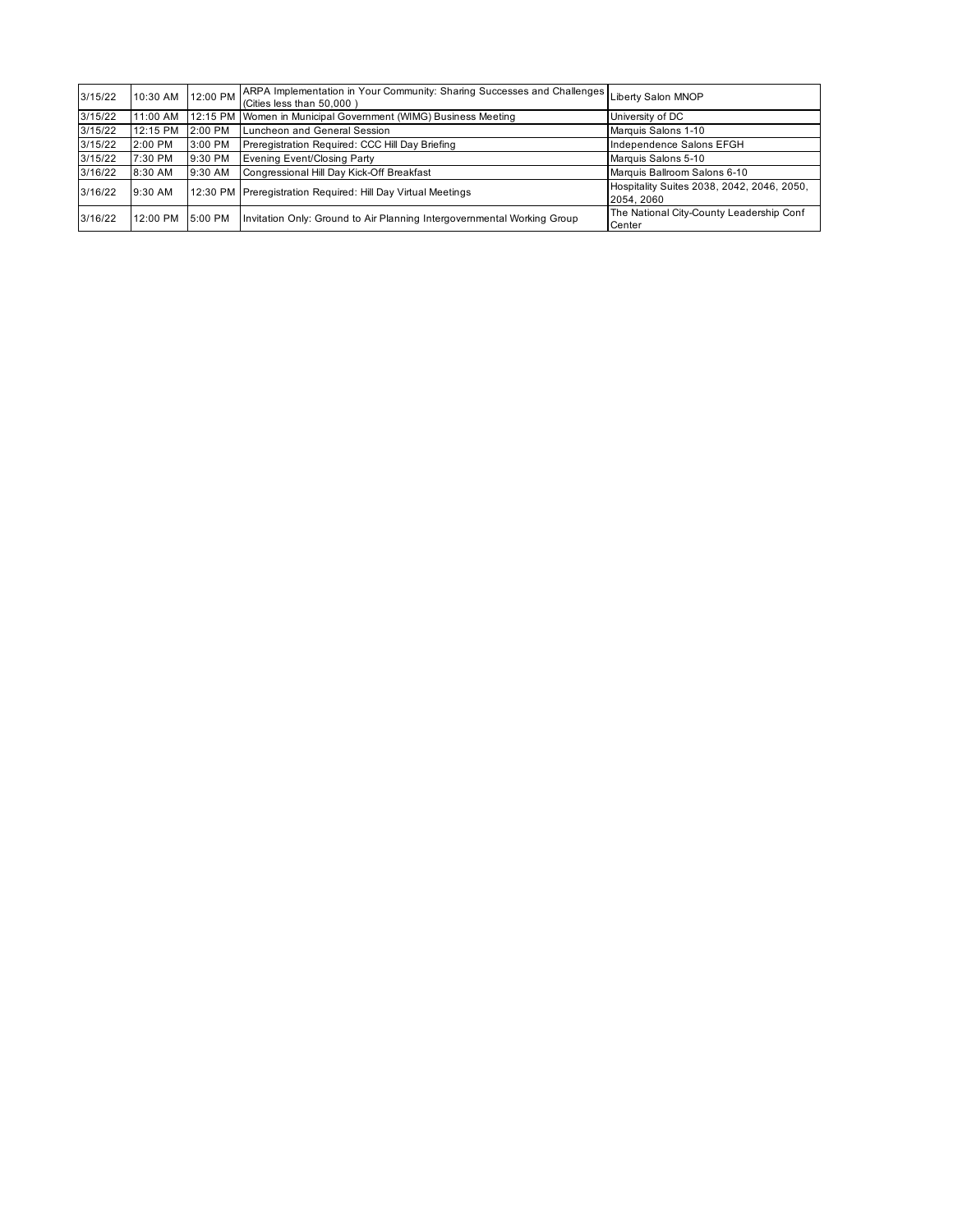| | | | | |
|---|---|---|---|---|
| 3/15/22 | 10:30 AM | 12:00 PM | ARPA Implementation in Your Community: Sharing Successes and Challenges (Cities less than 50,000 ) | Liberty Salon MNOP |
| 3/15/22 | 11:00 AM | 12:15 PM | Women in Municipal Government (WIMG) Business Meeting | University of DC |
| 3/15/22 | 12:15 PM | 2:00 PM | Luncheon and General Session | Marquis Salons 1-10 |
| 3/15/22 | 2:00 PM | 3:00 PM | Preregistration Required: CCC Hill Day Briefing | Independence Salons EFGH |
| 3/15/22 | 7:30 PM | 9:30 PM | Evening Event/Closing Party | Marquis Salons 5-10 |
| 3/16/22 | 8:30 AM | 9:30 AM | Congressional Hill Day Kick-Off Breakfast | Marquis Ballroom Salons 6-10 |
| 3/16/22 | 9:30 AM | 12:30 PM | Preregistration Required: Hill Day Virtual Meetings | Hospitality Suites 2038, 2042, 2046, 2050, 2054, 2060 |
| 3/16/22 | 12:00 PM | 5:00 PM | Invitation Only: Ground to Air Planning Intergovernmental Working Group | The National City-County Leadership Conf Center |